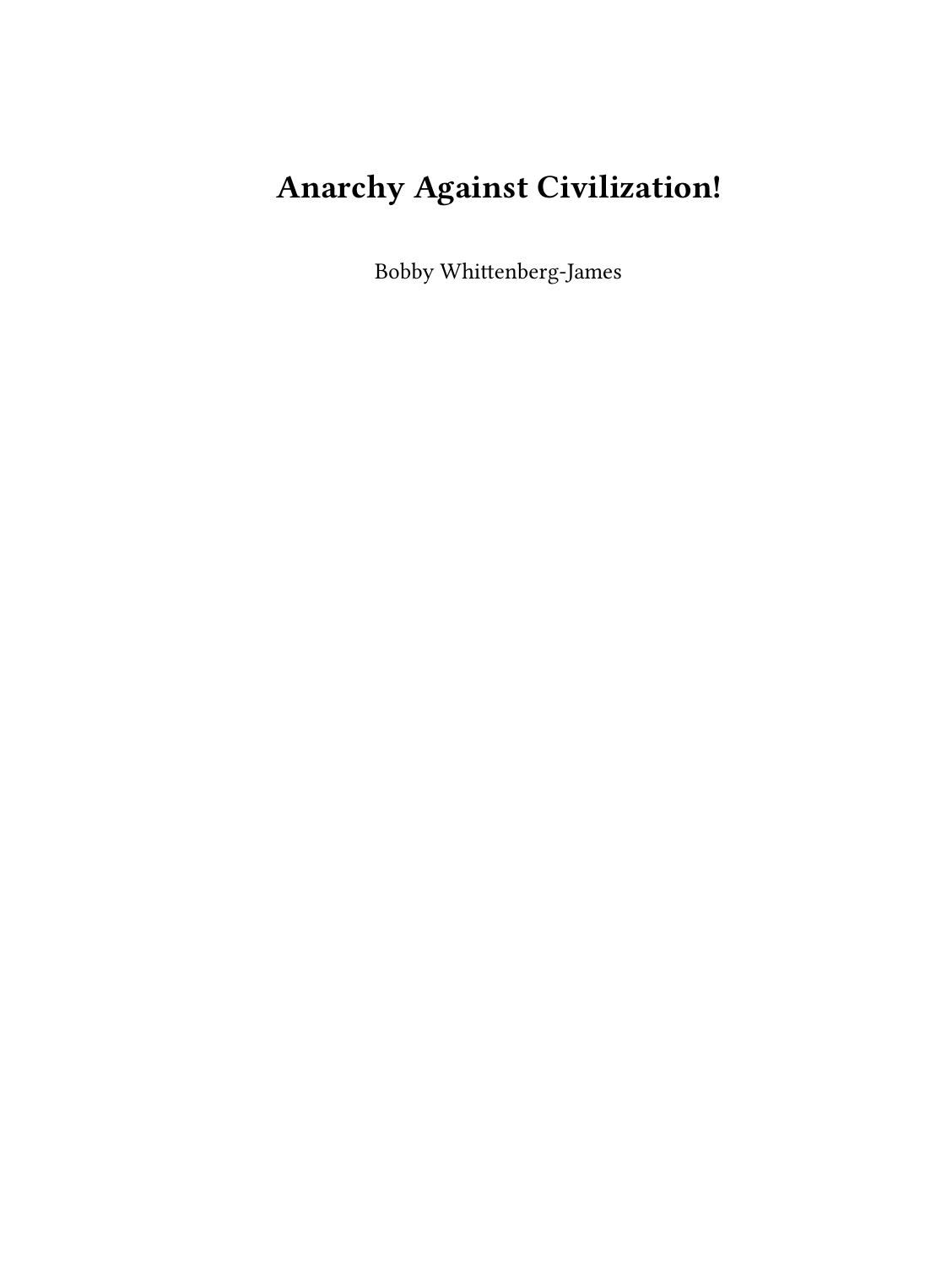# Anarchy Against Civilization!

Bobby Whittenberg-James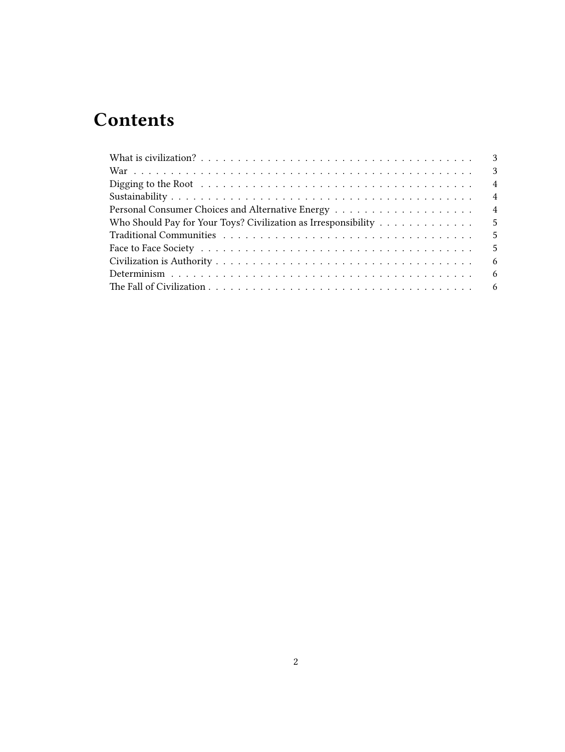# Contents

- What is civilization? — 3
- War — 3
- Digging to the Root — 4
- Sustainability — 4
- Personal Consumer Choices and Alternative Energy — 4
- Who Should Pay for Your Toys? Civilization as Irresponsibility — 5
- Traditional Communities — 5
- Face to Face Society — 5
- Civilization is Authority — 6
- Determinism — 6
- The Fall of Civilization — 6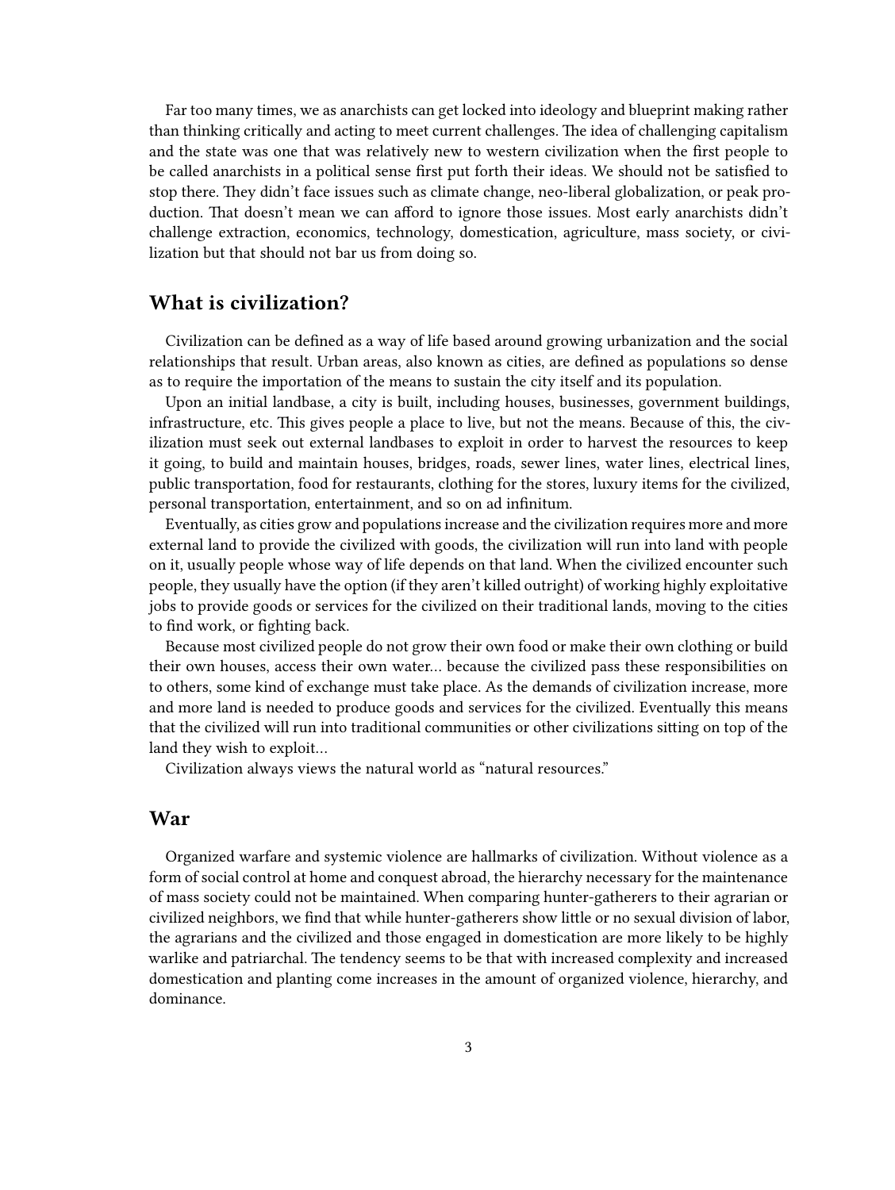Far too many times, we as anarchists can get locked into ideology and blueprint making rather than thinking critically and acting to meet current challenges. The idea of challenging capitalism and the state was one that was relatively new to western civilization when the first people to be called anarchists in a political sense first put forth their ideas. We should not be satisfied to stop there. They didn't face issues such as climate change, neo-liberal globalization, or peak production. That doesn't mean we can afford to ignore those issues. Most early anarchists didn't challenge extraction, economics, technology, domestication, agriculture, mass society, or civilization but that should not bar us from doing so.

## What is civilization?

Civilization can be defined as a way of life based around growing urbanization and the social relationships that result. Urban areas, also known as cities, are defined as populations so dense as to require the importation of the means to sustain the city itself and its population.

Upon an initial landbase, a city is built, including houses, businesses, government buildings, infrastructure, etc. This gives people a place to live, but not the means. Because of this, the civilization must seek out external landbases to exploit in order to harvest the resources to keep it going, to build and maintain houses, bridges, roads, sewer lines, water lines, electrical lines, public transportation, food for restaurants, clothing for the stores, luxury items for the civilized, personal transportation, entertainment, and so on ad infinitum.

Eventually, as cities grow and populations increase and the civilization requires more and more external land to provide the civilized with goods, the civilization will run into land with people on it, usually people whose way of life depends on that land. When the civilized encounter such people, they usually have the option (if they aren't killed outright) of working highly exploitative jobs to provide goods or services for the civilized on their traditional lands, moving to the cities to find work, or fighting back.

Because most civilized people do not grow their own food or make their own clothing or build their own houses, access their own water… because the civilized pass these responsibilities on to others, some kind of exchange must take place. As the demands of civilization increase, more and more land is needed to produce goods and services for the civilized. Eventually this means that the civilized will run into traditional communities or other civilizations sitting on top of the land they wish to exploit…

Civilization always views the natural world as "natural resources."

## War

Organized warfare and systemic violence are hallmarks of civilization. Without violence as a form of social control at home and conquest abroad, the hierarchy necessary for the maintenance of mass society could not be maintained. When comparing hunter-gatherers to their agrarian or civilized neighbors, we find that while hunter-gatherers show little or no sexual division of labor, the agrarians and the civilized and those engaged in domestication are more likely to be highly warlike and patriarchal. The tendency seems to be that with increased complexity and increased domestication and planting come increases in the amount of organized violence, hierarchy, and dominance.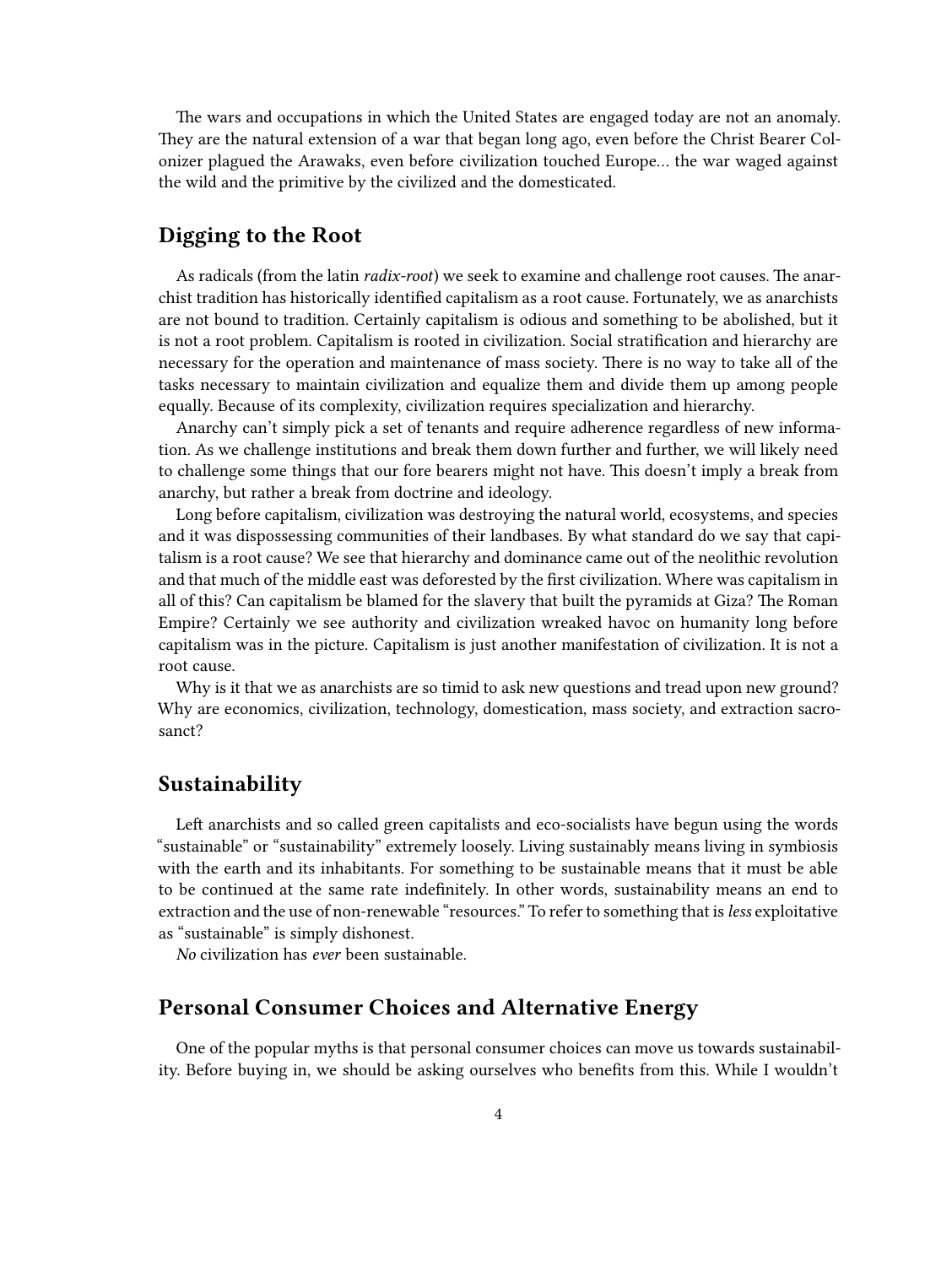The wars and occupations in which the United States are engaged today are not an anomaly. They are the natural extension of a war that began long ago, even before the Christ Bearer Colonizer plagued the Arawaks, even before civilization touched Europe… the war waged against the wild and the primitive by the civilized and the domesticated.

## Digging to the Root

As radicals (from the latin *radix-root*) we seek to examine and challenge root causes. The anarchist tradition has historically identified capitalism as a root cause. Fortunately, we as anarchists are not bound to tradition. Certainly capitalism is odious and something to be abolished, but it is not a root problem. Capitalism is rooted in civilization. Social stratification and hierarchy are necessary for the operation and maintenance of mass society. There is no way to take all of the tasks necessary to maintain civilization and equalize them and divide them up among people equally. Because of its complexity, civilization requires specialization and hierarchy.

Anarchy can't simply pick a set of tenants and require adherence regardless of new information. As we challenge institutions and break them down further and further, we will likely need to challenge some things that our fore bearers might not have. This doesn't imply a break from anarchy, but rather a break from doctrine and ideology.

Long before capitalism, civilization was destroying the natural world, ecosystems, and species and it was dispossessing communities of their landbases. By what standard do we say that capitalism is a root cause? We see that hierarchy and dominance came out of the neolithic revolution and that much of the middle east was deforested by the first civilization. Where was capitalism in all of this? Can capitalism be blamed for the slavery that built the pyramids at Giza? The Roman Empire? Certainly we see authority and civilization wreaked havoc on humanity long before capitalism was in the picture. Capitalism is just another manifestation of civilization. It is not a root cause.

Why is it that we as anarchists are so timid to ask new questions and tread upon new ground? Why are economics, civilization, technology, domestication, mass society, and extraction sacrosanct?

## Sustainability

Left anarchists and so called green capitalists and eco-socialists have begun using the words "sustainable" or "sustainability" extremely loosely. Living sustainably means living in symbiosis with the earth and its inhabitants. For something to be sustainable means that it must be able to be continued at the same rate indefinitely. In other words, sustainability means an end to extraction and the use of non-renewable "resources." To refer to something that is *less* exploitative as "sustainable" is simply dishonest.

*No* civilization has *ever* been sustainable.

## Personal Consumer Choices and Alternative Energy

One of the popular myths is that personal consumer choices can move us towards sustainability. Before buying in, we should be asking ourselves who benefits from this. While I wouldn't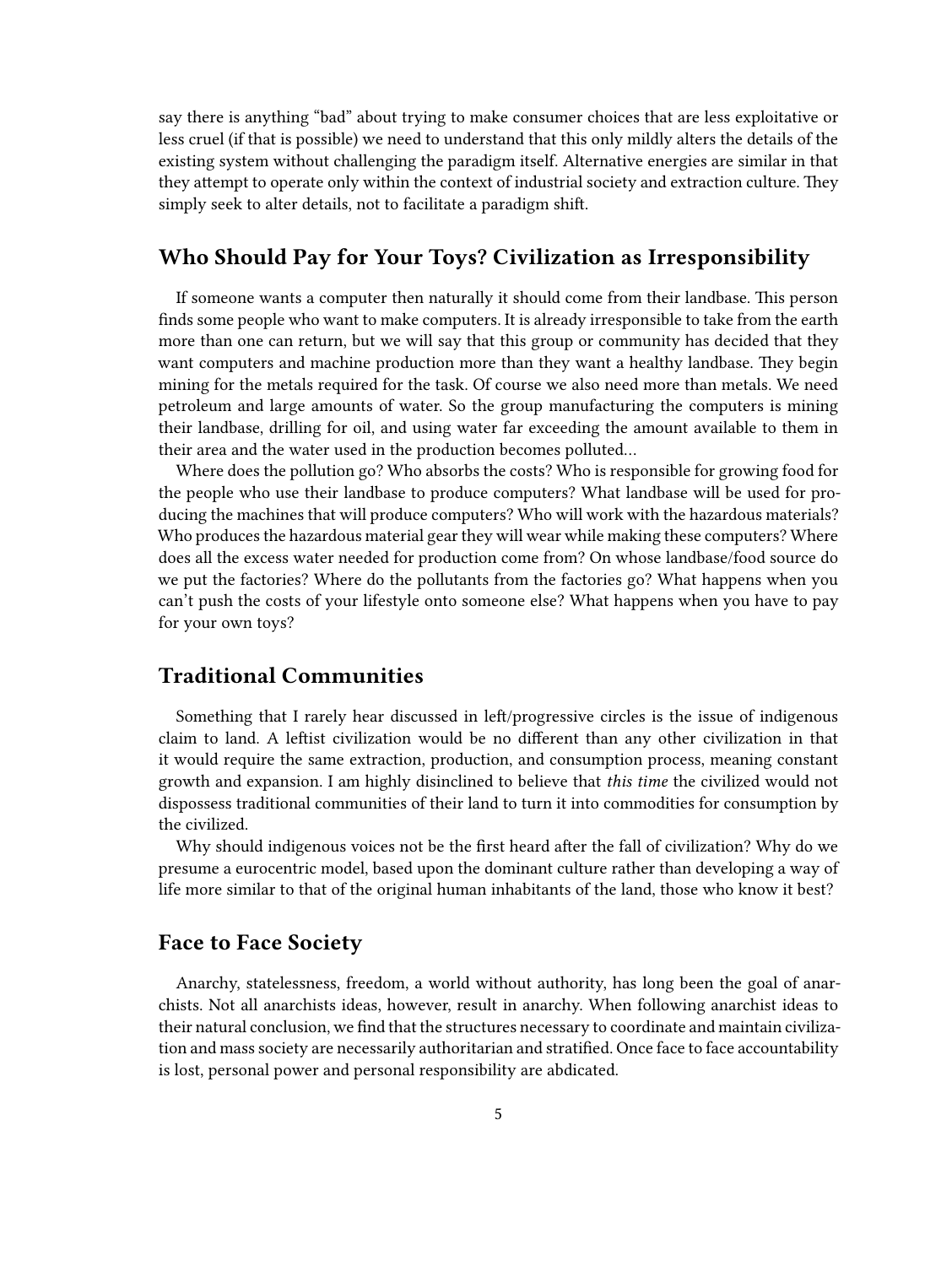say there is anything "bad" about trying to make consumer choices that are less exploitative or less cruel (if that is possible) we need to understand that this only mildly alters the details of the existing system without challenging the paradigm itself. Alternative energies are similar in that they attempt to operate only within the context of industrial society and extraction culture. They simply seek to alter details, not to facilitate a paradigm shift.

## Who Should Pay for Your Toys? Civilization as Irresponsibility

If someone wants a computer then naturally it should come from their landbase. This person finds some people who want to make computers. It is already irresponsible to take from the earth more than one can return, but we will say that this group or community has decided that they want computers and machine production more than they want a healthy landbase. They begin mining for the metals required for the task. Of course we also need more than metals. We need petroleum and large amounts of water. So the group manufacturing the computers is mining their landbase, drilling for oil, and using water far exceeding the amount available to them in their area and the water used in the production becomes polluted…

Where does the pollution go? Who absorbs the costs? Who is responsible for growing food for the people who use their landbase to produce computers? What landbase will be used for producing the machines that will produce computers? Who will work with the hazardous materials? Who produces the hazardous material gear they will wear while making these computers? Where does all the excess water needed for production come from? On whose landbase/food source do we put the factories? Where do the pollutants from the factories go? What happens when you can't push the costs of your lifestyle onto someone else? What happens when you have to pay for your own toys?

## Traditional Communities

Something that I rarely hear discussed in left/progressive circles is the issue of indigenous claim to land. A leftist civilization would be no different than any other civilization in that it would require the same extraction, production, and consumption process, meaning constant growth and expansion. I am highly disinclined to believe that *this time* the civilized would not dispossess traditional communities of their land to turn it into commodities for consumption by the civilized.

Why should indigenous voices not be the first heard after the fall of civilization? Why do we presume a eurocentric model, based upon the dominant culture rather than developing a way of life more similar to that of the original human inhabitants of the land, those who know it best?

## Face to Face Society

Anarchy, statelessness, freedom, a world without authority, has long been the goal of anarchists. Not all anarchists ideas, however, result in anarchy. When following anarchist ideas to their natural conclusion, we find that the structures necessary to coordinate and maintain civilization and mass society are necessarily authoritarian and stratified. Once face to face accountability is lost, personal power and personal responsibility are abdicated.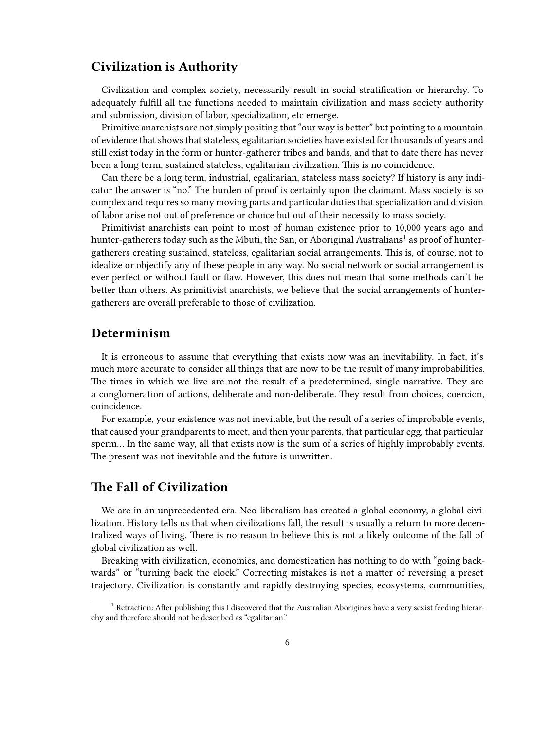## Civilization is Authority

Civilization and complex society, necessarily result in social stratification or hierarchy. To adequately fulfill all the functions needed to maintain civilization and mass society authority and submission, division of labor, specialization, etc emerge.

Primitive anarchists are not simply positing that "our way is better" but pointing to a mountain of evidence that shows that stateless, egalitarian societies have existed for thousands of years and still exist today in the form or hunter-gatherer tribes and bands, and that to date there has never been a long term, sustained stateless, egalitarian civilization. This is no coincidence.

Can there be a long term, industrial, egalitarian, stateless mass society? If history is any indicator the answer is "no." The burden of proof is certainly upon the claimant. Mass society is so complex and requires so many moving parts and particular duties that specialization and division of labor arise not out of preference or choice but out of their necessity to mass society.

Primitivist anarchists can point to most of human existence prior to 10,000 years ago and hunter-gatherers today such as the Mbuti, the San, or Aboriginal Australians[1] as proof of hunter-gatherers creating sustained, stateless, egalitarian social arrangements. This is, of course, not to idealize or objectify any of these people in any way. No social network or social arrangement is ever perfect or without fault or flaw. However, this does not mean that some methods can't be better than others. As primitivist anarchists, we believe that the social arrangements of hunter-gatherers are overall preferable to those of civilization.

## Determinism

It is erroneous to assume that everything that exists now was an inevitability. In fact, it's much more accurate to consider all things that are now to be the result of many improbabilities. The times in which we live are not the result of a predetermined, single narrative. They are a conglomeration of actions, deliberate and non-deliberate. They result from choices, coercion, coincidence.

For example, your existence was not inevitable, but the result of a series of improbable events, that caused your grandparents to meet, and then your parents, that particular egg, that particular sperm… In the same way, all that exists now is the sum of a series of highly improbably events. The present was not inevitable and the future is unwritten.

## The Fall of Civilization

We are in an unprecedented era. Neo-liberalism has created a global economy, a global civilization. History tells us that when civilizations fall, the result is usually a return to more decentralized ways of living. There is no reason to believe this is not a likely outcome of the fall of global civilization as well.

Breaking with civilization, economics, and domestication has nothing to do with "going backwards" or "turning back the clock." Correcting mistakes is not a matter of reversing a preset trajectory. Civilization is constantly and rapidly destroying species, ecosystems, communities,

[1] Retraction: After publishing this I discovered that the Australian Aborigines have a very sexist feeding hierarchy and therefore should not be described as "egalitarian."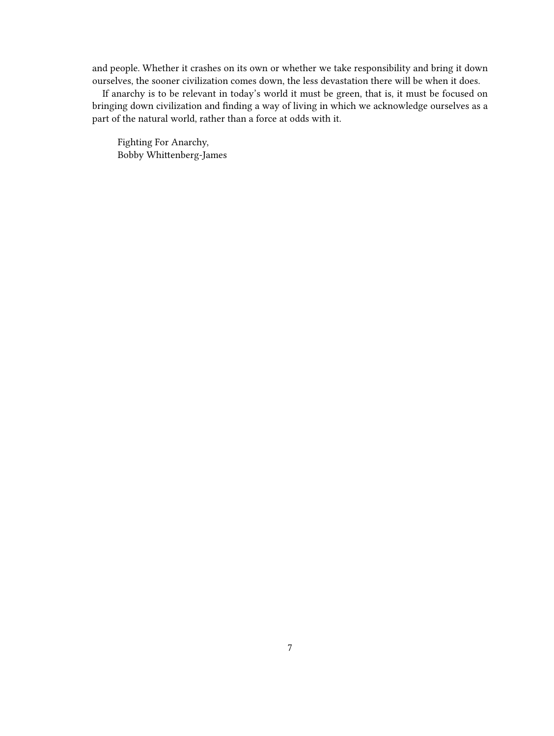and people. Whether it crashes on its own or whether we take responsibility and bring it down ourselves, the sooner civilization comes down, the less devastation there will be when it does.

If anarchy is to be relevant in today's world it must be green, that is, it must be focused on bringing down civilization and finding a way of living in which we acknowledge ourselves as a part of the natural world, rather than a force at odds with it.

Fighting For Anarchy,
Bobby Whittenberg-James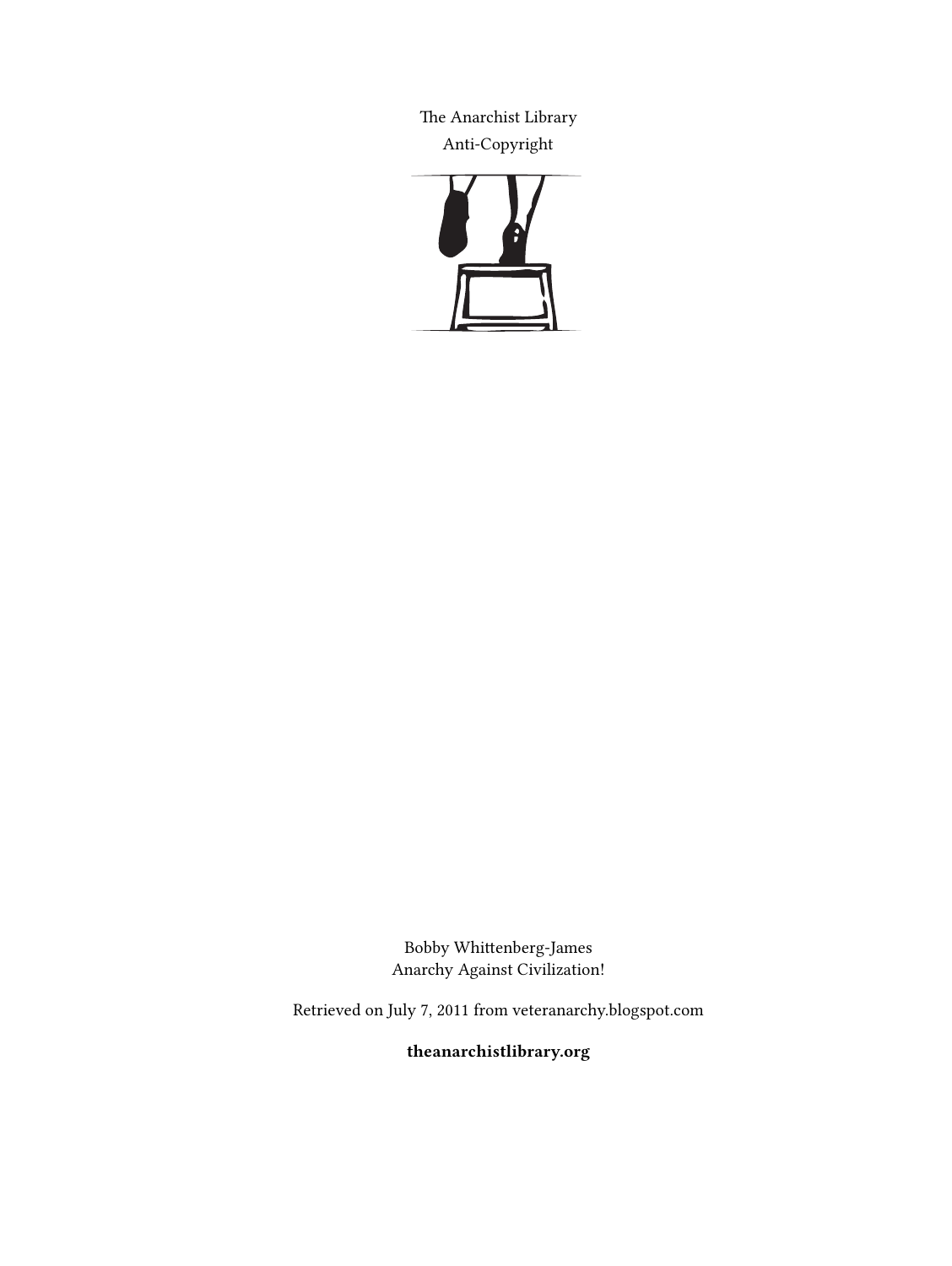The Anarchist Library
Anti-Copyright

Bobby Whittenberg-James
Anarchy Against Civilization!

Retrieved on July 7, 2011 from veteranarchy.blogspot.com

**theanarchistlibrary.org**